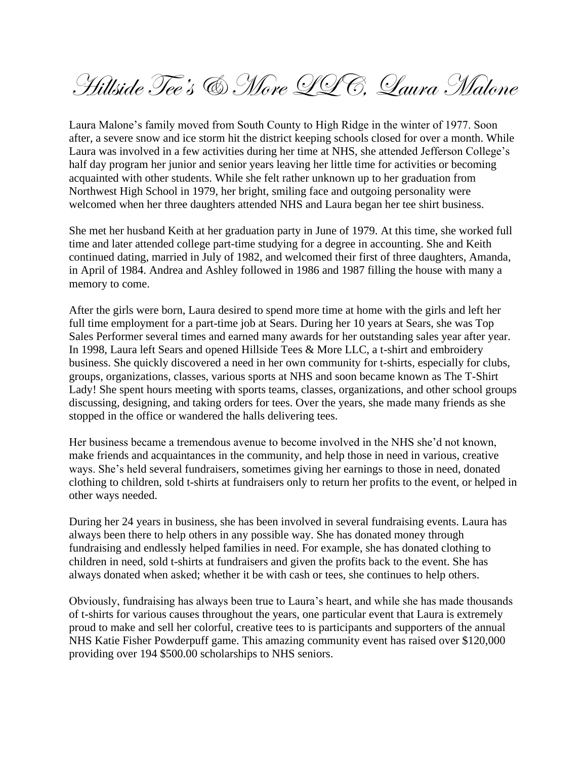# Hillside Tee's & More LLC, Laura Malone

Laura Malone's family moved from South County to High Ridge in the winter of 1977. Soon after, a severe snow and ice storm hit the district keeping schools closed for over a month. While Laura was involved in a few activities during her time at NHS, she attended Jefferson College's half day program her junior and senior years leaving her little time for activities or becoming acquainted with other students. While she felt rather unknown up to her graduation from Northwest High School in 1979, her bright, smiling face and outgoing personality were welcomed when her three daughters attended NHS and Laura began her tee shirt business.

She met her husband Keith at her graduation party in June of 1979. At this time, she worked full time and later attended college part-time studying for a degree in accounting. She and Keith continued dating, married in July of 1982, and welcomed their first of three daughters, Amanda, in April of 1984. Andrea and Ashley followed in 1986 and 1987 filling the house with many a memory to come.

After the girls were born, Laura desired to spend more time at home with the girls and left her full time employment for a part-time job at Sears. During her 10 years at Sears, she was Top Sales Performer several times and earned many awards for her outstanding sales year after year. In 1998, Laura left Sears and opened Hillside Tees & More LLC, a t-shirt and embroidery business. She quickly discovered a need in her own community for t-shirts, especially for clubs, groups, organizations, classes, various sports at NHS and soon became known as The T-Shirt Lady! She spent hours meeting with sports teams, classes, organizations, and other school groups discussing, designing, and taking orders for tees. Over the years, she made many friends as she stopped in the office or wandered the halls delivering tees.

Her business became a tremendous avenue to become involved in the NHS she'd not known, make friends and acquaintances in the community, and help those in need in various, creative ways. She's held several fundraisers, sometimes giving her earnings to those in need, donated clothing to children, sold t-shirts at fundraisers only to return her profits to the event, or helped in other ways needed.

During her 24 years in business, she has been involved in several fundraising events. Laura has always been there to help others in any possible way. She has donated money through fundraising and endlessly helped families in need. For example, she has donated clothing to children in need, sold t-shirts at fundraisers and given the profits back to the event. She has always donated when asked; whether it be with cash or tees, she continues to help others.

Obviously, fundraising has always been true to Laura's heart, and while she has made thousands of t-shirts for various causes throughout the years, one particular event that Laura is extremely proud to make and sell her colorful, creative tees to is participants and supporters of the annual NHS Katie Fisher Powderpuff game. This amazing community event has raised over $120,000 providing over 194 $500.00 scholarships to NHS seniors.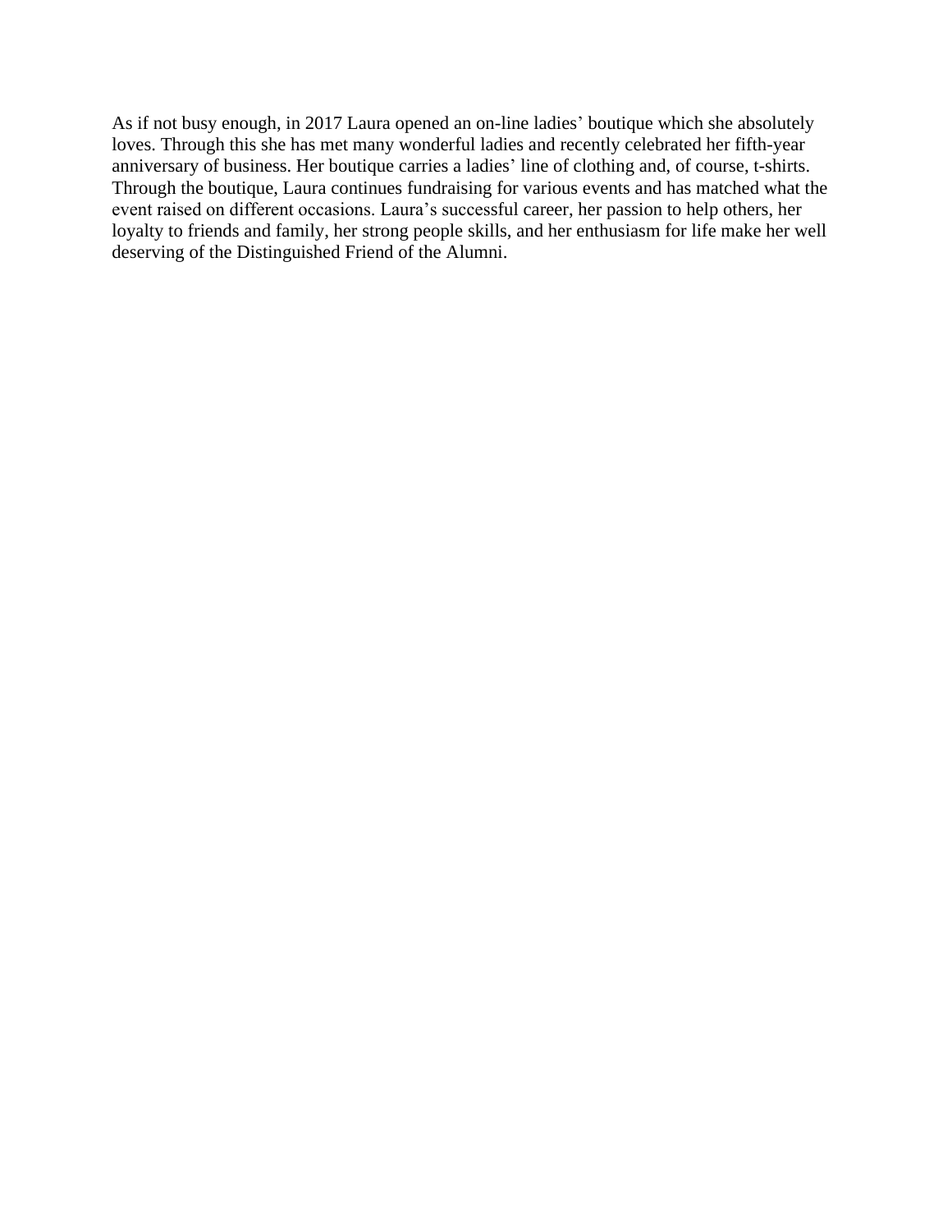As if not busy enough, in 2017 Laura opened an on-line ladies' boutique which she absolutely loves. Through this she has met many wonderful ladies and recently celebrated her fifth-year anniversary of business. Her boutique carries a ladies' line of clothing and, of course, t-shirts. Through the boutique, Laura continues fundraising for various events and has matched what the event raised on different occasions. Laura's successful career, her passion to help others, her loyalty to friends and family, her strong people skills, and her enthusiasm for life make her well deserving of the Distinguished Friend of the Alumni.